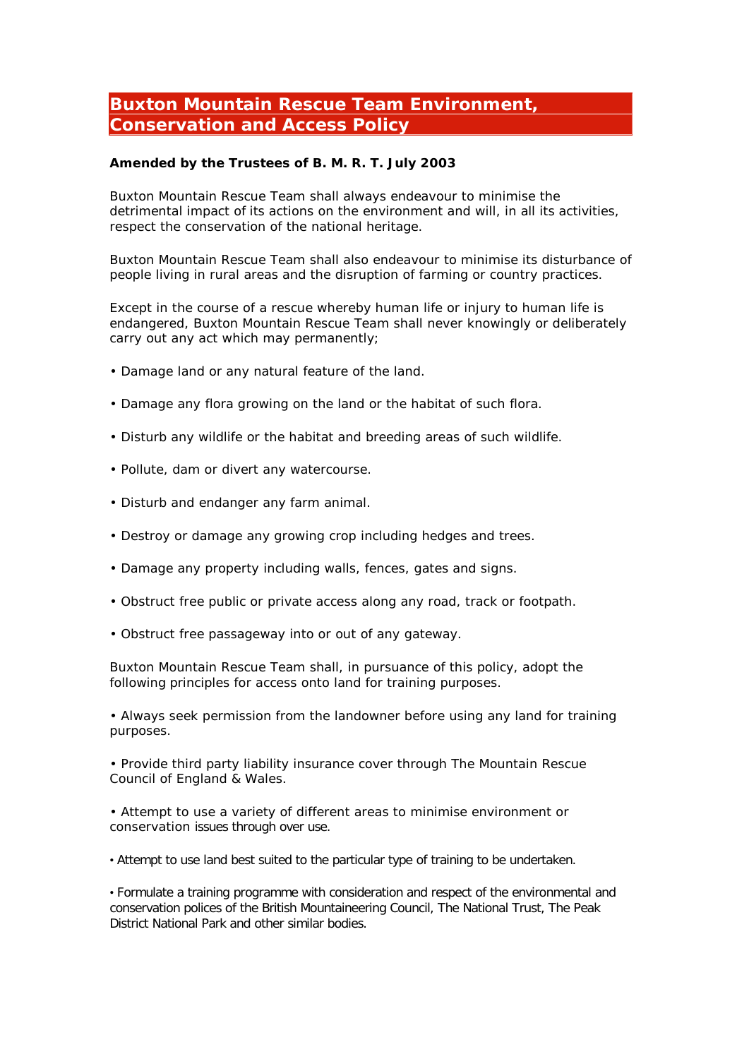# Buxton Mountain Rescue Team Environment, Conservation and Access Policy

**Amended by the Trustees of B. M. R. T. July 2003**

Buxton Mountain Rescue Team shall always endeavour to minimise the detrimental impact of its actions on the environment and will, in all its activities, respect the conservation of the national heritage.

Buxton Mountain Rescue Team shall also endeavour to minimise its disturbance of people living in rural areas and the disruption of farming or country practices.

Except in the course of a rescue whereby human life or injury to human life is endangered, Buxton Mountain Rescue Team shall never knowingly or deliberately carry out any act which may permanently;

- Damage land or any natural feature of the land.
- Damage any flora growing on the land or the habitat of such flora.
- Disturb any wildlife or the habitat and breeding areas of such wildlife.
- Pollute, dam or divert any watercourse.
- Disturb and endanger any farm animal.
- Destroy or damage any growing crop including hedges and trees.
- Damage any property including walls, fences, gates and signs.
- Obstruct free public or private access along any road, track or footpath.
- Obstruct free passageway into or out of any gateway.

Buxton Mountain Rescue Team shall, in pursuance of this policy, adopt the following principles for access onto land for training purposes.

- Always seek permission from the landowner before using any land for training purposes.
- Provide third party liability insurance cover through The Mountain Rescue Council of England & Wales.
- Attempt to use a variety of different areas to minimise environment or conservation issues through over use.
- Attempt to use land best suited to the particular type of training to be undertaken.
- Formulate a training programme with consideration and respect of the environmental and conservation polices of the British Mountaineering Council, The National Trust, The Peak District National Park and other similar bodies.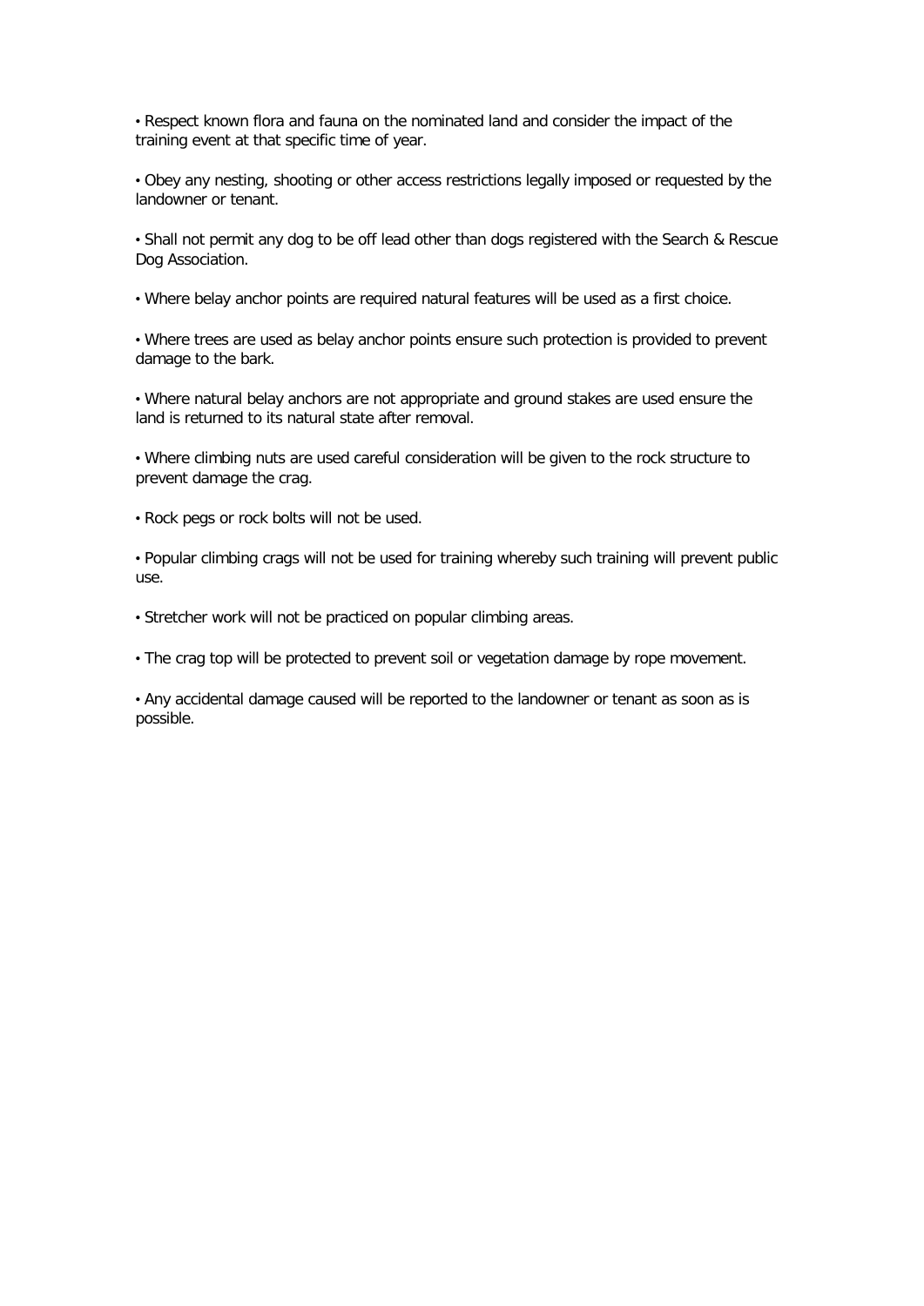- Respect known flora and fauna on the nominated land and consider the impact of the training event at that specific time of year.

- Obey any nesting, shooting or other access restrictions legally imposed or requested by the landowner or tenant.

- Shall not permit any dog to be off lead other than dogs registered with the Search & Rescue Dog Association.

- Where belay anchor points are required natural features will be used as a first choice.

- Where trees are used as belay anchor points ensure such protection is provided to prevent damage to the bark.

- Where natural belay anchors are not appropriate and ground stakes are used ensure the land is returned to its natural state after removal.

- Where climbing nuts are used careful consideration will be given to the rock structure to prevent damage the crag.

- Rock pegs or rock bolts will not be used.

- Popular climbing crags will not be used for training whereby such training will prevent public use.

- Stretcher work will not be practiced on popular climbing areas.

- The crag top will be protected to prevent soil or vegetation damage by rope movement.

- Any accidental damage caused will be reported to the landowner or tenant as soon as is possible.